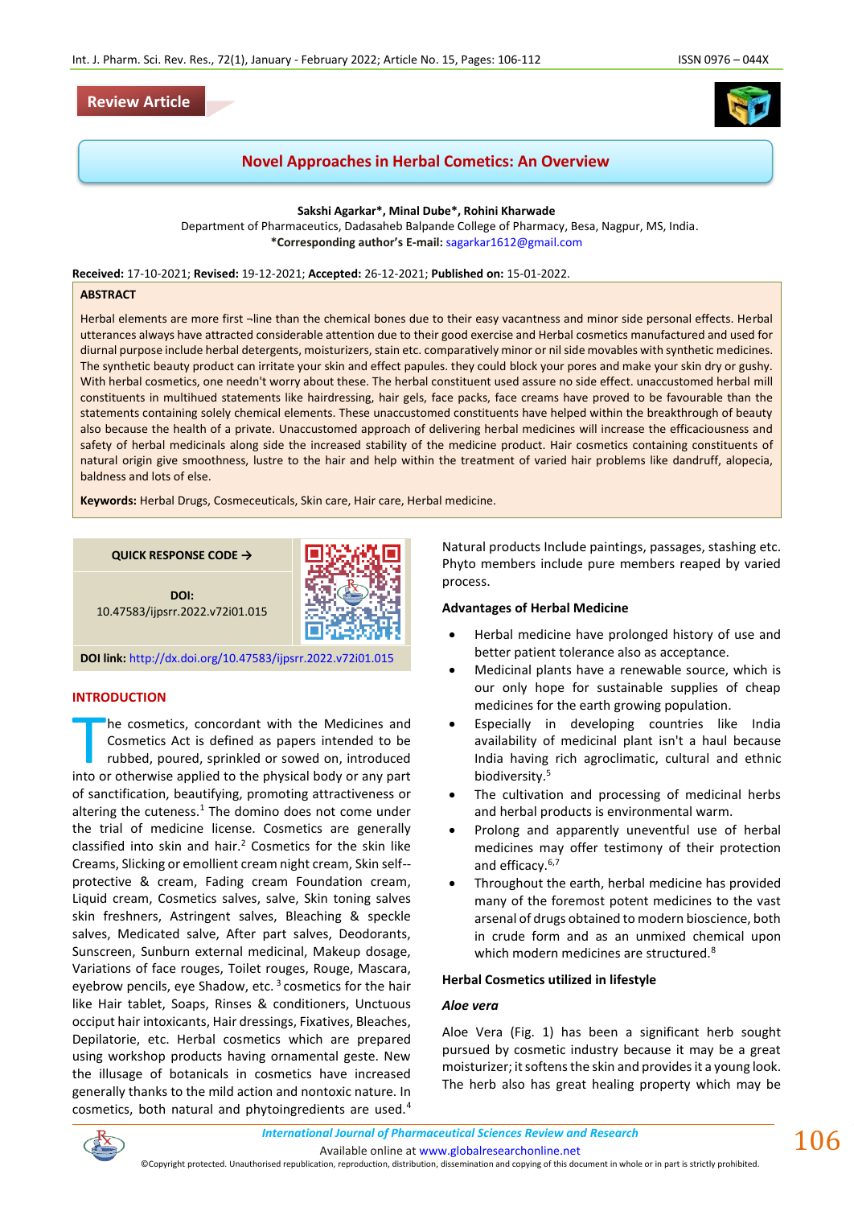**Review Article**

# Novel Approaches in Herbal Cometics: An Overview

**Sakshi Agarkar\*, Minal Dube\*, Rohini Kharwade**

Department of Pharmaceutics, Dadasaheb Balpande College of Pharmacy, Besa, Nagpur, MS, India.

**\*Corresponding author's E-mail:** sagarkar1612@gmail.com

**Received:** 17-10-2021; **Revised:** 19-12-2021; **Accepted:** 26-12-2021; **Published on:** 15-01-2022.

## ABSTRACT

Herbal elements are more first ¬line than the chemical bones due to their easy vacantness and minor side personal effects. Herbal utterances always have attracted considerable attention due to their good exercise and Herbal cosmetics manufactured and used for diurnal purpose include herbal detergents, moisturizers, stain etc. comparatively minor or nil side movables with synthetic medicines. The synthetic beauty product can irritate your skin and effect papules. they could block your pores and make your skin dry or gushy. With herbal cosmetics, one needn't worry about these. The herbal constituent used assure no side effect. unaccustomed herbal mill constituents in multihued statements like hairdressing, hair gels, face packs, face creams have proved to be favourable than the statements containing solely chemical elements. These unaccustomed constituents have helped within the breakthrough of beauty also because the health of a private. Unaccustomed approach of delivering herbal medicines will increase the efficaciousness and safety of herbal medicinals along side the increased stability of the medicine product. Hair cosmetics containing constituents of natural origin give smoothness, lustre to the hair and help within the treatment of varied hair problems like dandruff, alopecia, baldness and lots of else.

**Keywords:** Herbal Drugs, Cosmeceuticals, Skin care, Hair care, Herbal medicine.

**QUICK RESPONSE CODE →**

**DOI:** 10.47583/ijpsrr.2022.v72i01.015

**DOI link:** http://dx.doi.org/10.47583/ijpsrr.2022.v72i01.015

## INTRODUCTION

The cosmetics, concordant with the Medicines and Cosmetics Act is defined as papers intended to be rubbed, poured, sprinkled or sowed on, introduced into or otherwise applied to the physical body or any part of sanctification, beautifying, promoting attractiveness or altering the cuteness.[1] The domino does not come under the trial of medicine license. Cosmetics are generally classified into skin and hair.[2] Cosmetics for the skin like Creams, Slicking or emollient cream night cream, Skin self--protective & cream, Fading cream Foundation cream, Liquid cream, Cosmetics salves, salve, Skin toning salves skin freshners, Astringent salves, Bleaching & speckle salves, Medicated salve, After part salves, Deodorants, Sunscreen, Sunburn external medicinal, Makeup dosage, Variations of face rouges, Toilet rouges, Rouge, Mascara, eyebrow pencils, eye Shadow, etc. [3] cosmetics for the hair like Hair tablet, Soaps, Rinses & conditioners, Unctuous occiput hair intoxicants, Hair dressings, Fixatives, Bleaches, Depilatorie, etc. Herbal cosmetics which are prepared using workshop products having ornamental geste. New the illusage of botanicals in cosmetics have increased generally thanks to the mild action and nontoxic nature. In cosmetics, both natural and phytoingredients are used.[4] Natural products Include paintings, passages, stashing etc. Phyto members include pure members reaped by varied process.

### Advantages of Herbal Medicine

- Herbal medicine have prolonged history of use and better patient tolerance also as acceptance.
- Medicinal plants have a renewable source, which is our only hope for sustainable supplies of cheap medicines for the earth growing population.
- Especially in developing countries like India availability of medicinal plant isn't a haul because India having rich agroclimatic, cultural and ethnic biodiversity.[5]
- The cultivation and processing of medicinal herbs and herbal products is environmental warm.
- Prolong and apparently uneventful use of herbal medicines may offer testimony of their protection and efficacy.[6,7]
- Throughout the earth, herbal medicine has provided many of the foremost potent medicines to the vast arsenal of drugs obtained to modern bioscience, both in crude form and as an unmixed chemical upon which modern medicines are structured.[8]

### Herbal Cosmetics utilized in lifestyle

#### *Aloe vera*

Aloe Vera (Fig. 1) has been a significant herb sought pursued by cosmetic industry because it may be a great moisturizer; it softens the skin and provides it a young look. The herb also has great healing property which may be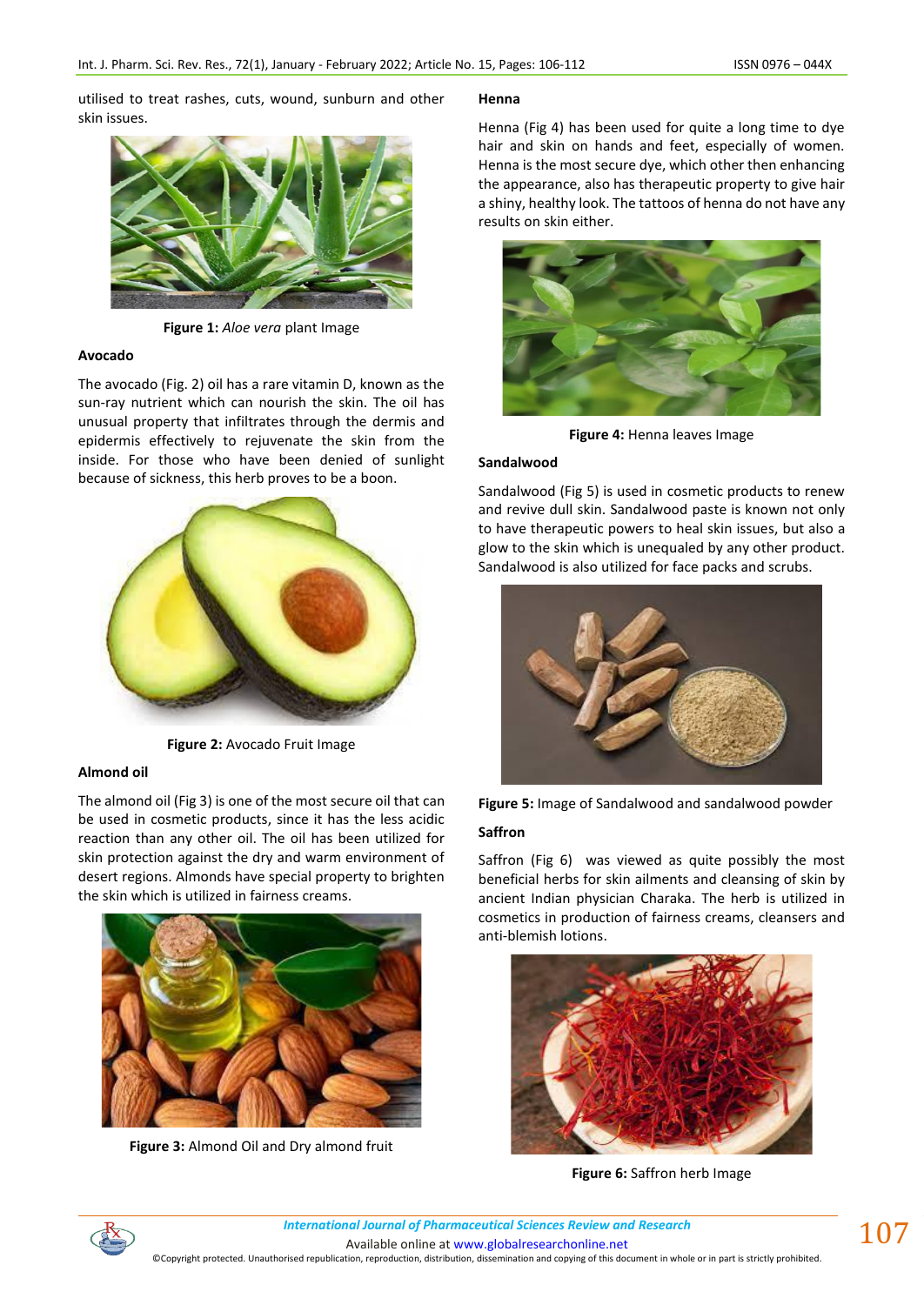utilised to treat rashes, cuts, wound, sunburn and other skin issues.

**Figure 1:** *Aloe vera* plant Image

### Avocado

The avocado (Fig. 2) oil has a rare vitamin D, known as the sun-ray nutrient which can nourish the skin. The oil has unusual property that infiltrates through the dermis and epidermis effectively to rejuvenate the skin from the inside. For those who have been denied of sunlight because of sickness, this herb proves to be a boon.

**Figure 2:** Avocado Fruit Image

### Almond oil

The almond oil (Fig 3) is one of the most secure oil that can be used in cosmetic products, since it has the less acidic reaction than any other oil. The oil has been utilized for skin protection against the dry and warm environment of desert regions. Almonds have special property to brighten the skin which is utilized in fairness creams.

**Figure 3:** Almond Oil and Dry almond fruit

### Henna

Henna (Fig 4) has been used for quite a long time to dye hair and skin on hands and feet, especially of women. Henna is the most secure dye, which other then enhancing the appearance, also has therapeutic property to give hair a shiny, healthy look. The tattoos of henna do not have any results on skin either.

**Figure 4:** Henna leaves Image

### Sandalwood

Sandalwood (Fig 5) is used in cosmetic products to renew and revive dull skin. Sandalwood paste is known not only to have therapeutic powers to heal skin issues, but also a glow to the skin which is unequaled by any other product. Sandalwood is also utilized for face packs and scrubs.

**Figure 5:** Image of Sandalwood and sandalwood powder

### Saffron

Saffron (Fig 6) was viewed as quite possibly the most beneficial herbs for skin ailments and cleansing of skin by ancient Indian physician Charaka. The herb is utilized in cosmetics in production of fairness creams, cleansers and anti-blemish lotions.

**Figure 6:** Saffron herb Image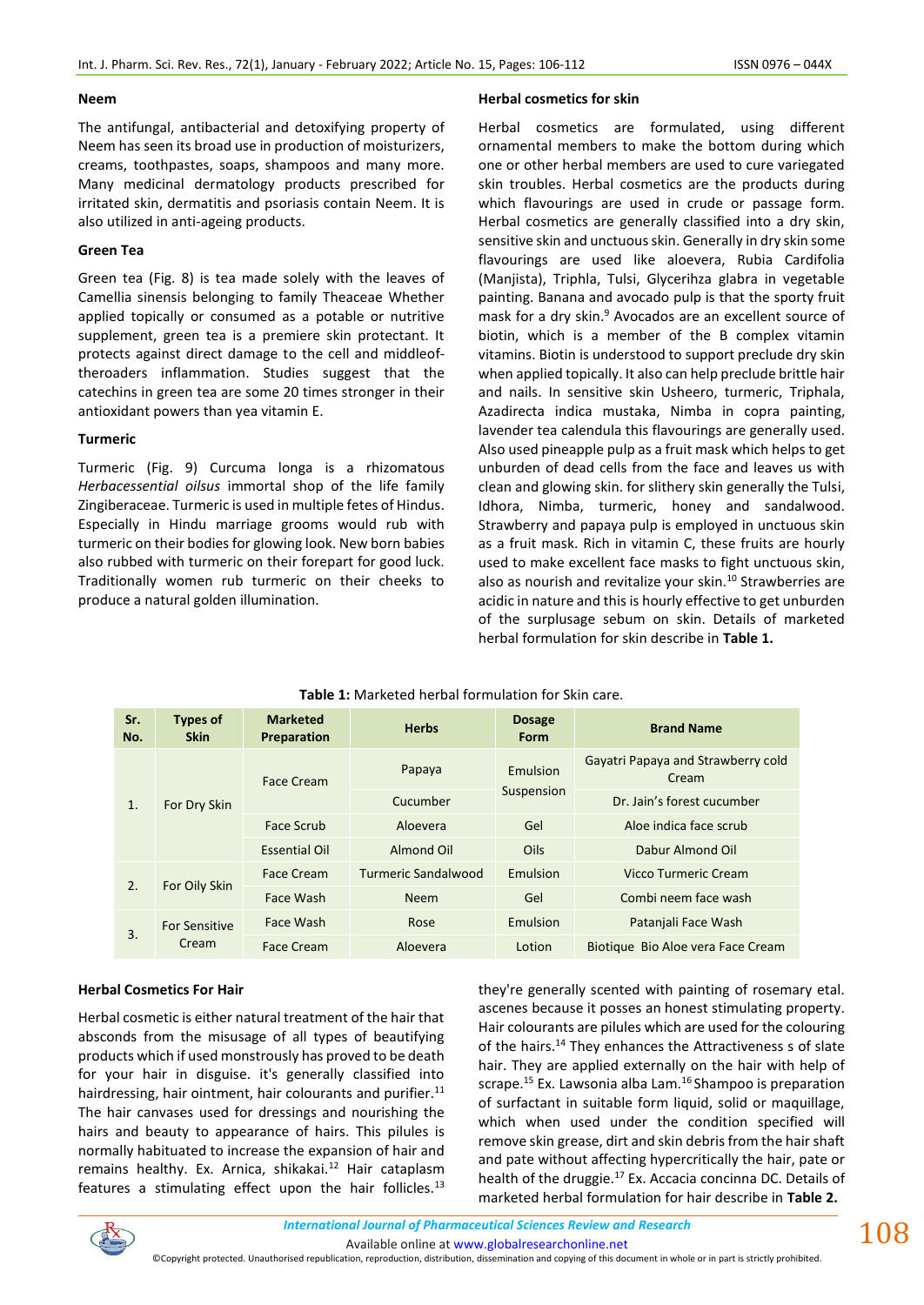### Neem

The antifungal, antibacterial and detoxifying property of Neem has seen its broad use in production of moisturizers, creams, toothpastes, soaps, shampoos and many more. Many medicinal dermatology products prescribed for irritated skin, dermatitis and psoriasis contain Neem. It is also utilized in anti-ageing products.

### Green Tea

Green tea (Fig. 8) is tea made solely with the leaves of Camellia sinensis belonging to family Theaceae Whether applied topically or consumed as a potable or nutritive supplement, green tea is a premiere skin protectant. It protects against direct damage to the cell and middleof-theroaders inflammation. Studies suggest that the catechins in green tea are some 20 times stronger in their antioxidant powers than yea vitamin E.

### Turmeric

Turmeric (Fig. 9) Curcuma longa is a rhizomatous *Herbacessential oilsus* immortal shop of the life family Zingiberaceae. Turmeric is used in multiple fetes of Hindus. Especially in Hindu marriage grooms would rub with turmeric on their bodies for glowing look. New born babies also rubbed with turmeric on their forepart for good luck. Traditionally women rub turmeric on their cheeks to produce a natural golden illumination.

### Herbal cosmetics for skin

Herbal cosmetics are formulated, using different ornamental members to make the bottom during which one or other herbal members are used to cure variegated skin troubles. Herbal cosmetics are the products during which flavourings are used in crude or passage form. Herbal cosmetics are generally classified into a dry skin, sensitive skin and unctuous skin. Generally in dry skin some flavourings are used like aloevera, Rubia Cardifolia (Manjista), Triphla, Tulsi, Glycerihza glabra in vegetable painting. Banana and avocado pulp is that the sporty fruit mask for a dry skin.[9] Avocados are an excellent source of biotin, which is a member of the B complex vitamin vitamins. Biotin is understood to support preclude dry skin when applied topically. It also can help preclude brittle hair and nails. In sensitive skin Usheero, turmeric, Triphala, Azadirecta indica mustaka, Nimba in copra painting, lavender tea calendula this flavourings are generally used. Also used pineapple pulp as a fruit mask which helps to get unburden of dead cells from the face and leaves us with clean and glowing skin. for slithery skin generally the Tulsi, Idhora, Nimba, turmeric, honey and sandalwood. Strawberry and papaya pulp is employed in unctuous skin as a fruit mask. Rich in vitamin C, these fruits are hourly used to make excellent face masks to fight unctuous skin, also as nourish and revitalize your skin.[10] Strawberries are acidic in nature and this is hourly effective to get unburden of the surplusage sebum on skin. Details of marketed herbal formulation for skin describe in **Table 1.**

**Table 1:** Marketed herbal formulation for Skin care.

| Sr. No. | Types of Skin | Marketed Preparation | Herbs | Dosage Form | Brand Name |
|---|---|---|---|---|---|
| 1. | For Dry Skin | Face Cream | Papaya | Emulsion Suspension | Gayatri Papaya and Strawberry cold Cream |
| | | | Cucumber | | Dr. Jain's forest cucumber |
| | | Face Scrub | Aloevera | Gel | Aloe indica face scrub |
| | | Essential Oil | Almond Oil | Oils | Dabur Almond Oil |
| 2. | For Oily Skin | Face Cream | Turmeric Sandalwood | Emulsion | Vicco Turmeric Cream |
| | | Face Wash | Neem | Gel | Combi neem face wash |
| 3. | For Sensitive Cream | Face Wash | Rose | Emulsion | Patanjali Face Wash |
| | | Face Cream | Aloevera | Lotion | Biotique Bio Aloe vera Face Cream |

### Herbal Cosmetics For Hair

Herbal cosmetic is either natural treatment of the hair that absconds from the misusage of all types of beautifying products which if used monstrously has proved to be death for your hair in disguise. it's generally classified into hairdressing, hair ointment, hair colourants and purifier.[11] The hair canvases used for dressings and nourishing the hairs and beauty to appearance of hairs. This pilules is normally habituated to increase the expansion of hair and remains healthy. Ex. Arnica, shikakai.[12] Hair cataplasm features a stimulating effect upon the hair follicles.[13] they're generally scented with painting of rosemary etal. ascenes because it posses an honest stimulating property. Hair colourants are pilules which are used for the colouring of the hairs.[14] They enhances the Attractiveness s of slate hair. They are applied externally on the hair with help of scrape.[15] Ex. Lawsonia alba Lam.[16] Shampoo is preparation of surfactant in suitable form liquid, solid or maquillage, which when used under the condition specified will remove skin grease, dirt and skin debris from the hair shaft and pate without affecting hypercritically the hair, pate or health of the druggie.[17] Ex. Accacia concinna DC. Details of marketed herbal formulation for hair describe in **Table 2.**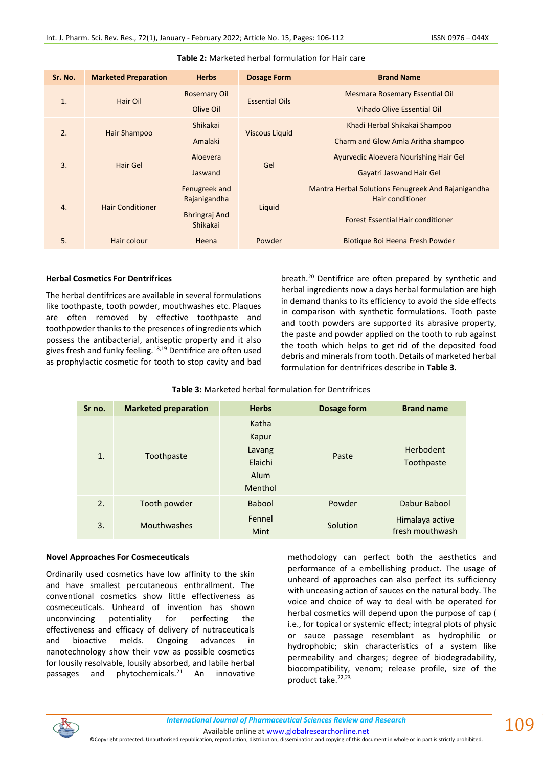**Table 2:** Marketed herbal formulation for Hair care

| Sr. No. | Marketed Preparation | Herbs | Dosage Form | Brand Name |
|---|---|---|---|---|
| 1. | Hair Oil | Rosemary Oil | Essential Oils | Mesmara Rosemary Essential Oil |
| | | Olive Oil | | Vihado Olive Essential Oil |
| 2. | Hair Shampoo | Shikakai | Viscous Liquid | Khadi Herbal Shikakai Shampoo |
| | | Amalaki | | Charm and Glow Amla Aritha shampoo |
| 3. | Hair Gel | Aloevera | Gel | Ayurvedic Aloevera Nourishing Hair Gel |
| | | Jaswand | | Gayatri Jaswand Hair Gel |
| 4. | Hair Conditioner | Fenugreek and Rajanigandha | Liquid | Mantra Herbal Solutions Fenugreek And Rajanigandha Hair conditioner |
| | | Bhringraj And Shikakai | | Forest Essential Hair conditioner |
| 5. | Hair colour | Heena | Powder | Biotique Boi Heena Fresh Powder |

**Herbal Cosmetics For Dentrifrices**

The herbal dentifrices are available in several formulations like toothpaste, tooth powder, mouthwashes etc. Plaques are often removed by effective toothpaste and toothpowder thanks to the presences of ingredients which possess the antibacterial, antiseptic property and it also gives fresh and funky feeling.[18,19] Dentifrice are often used as prophylactic cosmetic for tooth to stop cavity and bad breath.[20] Dentifrice are often prepared by synthetic and herbal ingredients now a days herbal formulation are high in demand thanks to its efficiency to avoid the side effects in comparison with synthetic formulations. Tooth paste and tooth powders are supported its abrasive property, the paste and powder applied on the tooth to rub against the tooth which helps to get rid of the deposited food debris and minerals from tooth. Details of marketed herbal formulation for dentrifrices describe in **Table 3.**

**Table 3:** Marketed herbal formulation for Dentrifrices

| Sr no. | Marketed preparation | Herbs | Dosage form | Brand name |
|---|---|---|---|---|
| 1. | Toothpaste | Katha<br>Kapur<br>Lavang<br>Elaichi<br>Alum<br>Menthol | Paste | Herbodent Toothpaste |
| 2. | Tooth powder | Babool | Powder | Dabur Babool |
| 3. | Mouthwashes | Fennel<br>Mint | Solution | Himalaya active fresh mouthwash |

**Novel Approaches For Cosmeceuticals**

Ordinarily used cosmetics have low affinity to the skin and have smallest percutaneous enthrallment. The conventional cosmetics show little effectiveness as cosmeceuticals. Unheard of invention has shown unconvincing potentiality for perfecting the effectiveness and efficacy of delivery of nutraceuticals and bioactive melds. Ongoing advances in nanotechnology show their vow as possible cosmetics for lousily resolvable, lousily absorbed, and labile herbal passages and phytochemicals.[21] An innovative methodology can perfect both the aesthetics and performance of a embellishing product. The usage of unheard of approaches can also perfect its sufficiency with unceasing action of sauces on the natural body. The voice and choice of way to deal with be operated for herbal cosmetics will depend upon the purpose of cap ( i.e., for topical or systemic effect; integral plots of physic or sauce passage resemblant as hydrophilic or hydrophobic; skin characteristics of a system like permeability and charges; degree of biodegradability, biocompatibility, venom; release profile, size of the product take.[22,23]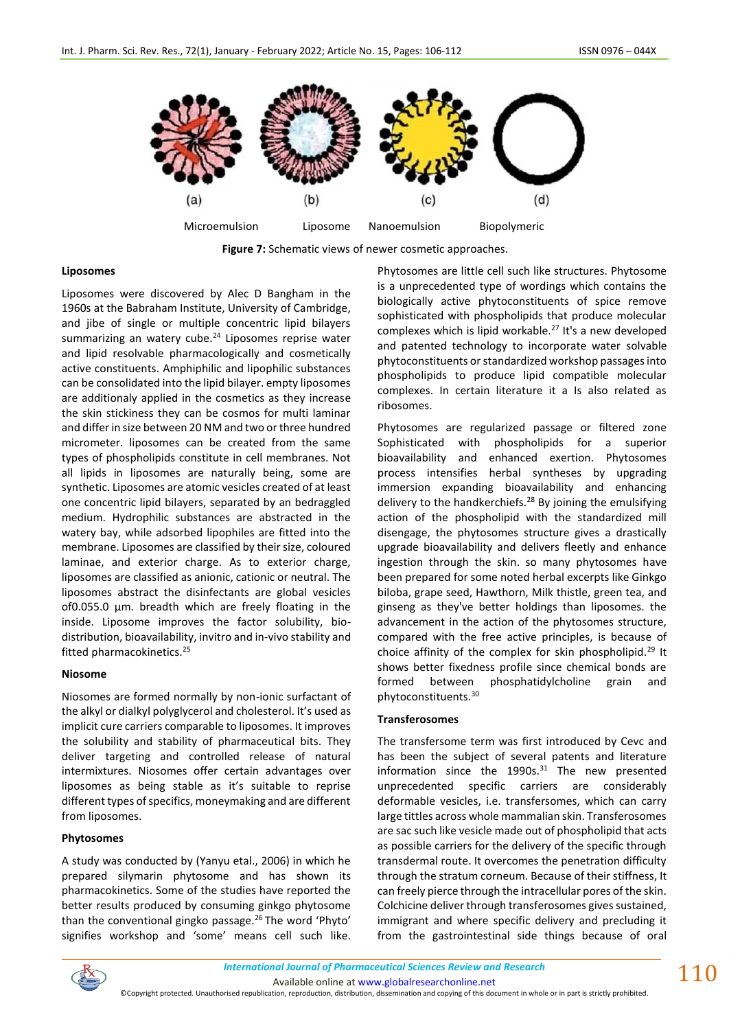(a) Microemulsion (b) Liposome (c) Nanoemulsion (d) Biopolymeric

**Figure 7:** Schematic views of newer cosmetic approaches.

### Liposomes

Liposomes were discovered by Alec D Bangham in the 1960s at the Babraham Institute, University of Cambridge, and jibe of single or multiple concentric lipid bilayers summarizing an watery cube.[24] Liposomes reprise water and lipid resolvable pharmacologically and cosmetically active constituents. Amphiphilic and lipophilic substances can be consolidated into the lipid bilayer. empty liposomes are additionaly applied in the cosmetics as they increase the skin stickiness they can be cosmos for multi laminar and differ in size between 20 NM and two or three hundred micrometer. liposomes can be created from the same types of phospholipids constitute in cell membranes. Not all lipids in liposomes are naturally being, some are synthetic. Liposomes are atomic vesicles created of at least one concentric lipid bilayers, separated by an bedraggled medium. Hydrophilic substances are abstracted in the watery bay, while adsorbed lipophiles are fitted into the membrane. Liposomes are classified by their size, coloured laminae, and exterior charge. As to exterior charge, liposomes are classified as anionic, cationic or neutral. The liposomes abstract the disinfectants are global vesicles of0.055.0 µm. breadth which are freely floating in the inside. Liposome improves the factor solubility, bio-distribution, bioavailability, invitro and in-vivo stability and fitted pharmacokinetics.[25]

### Niosome

Niosomes are formed normally by non-ionic surfactant of the alkyl or dialkyl polyglycerol and cholesterol. It's used as implicit cure carriers comparable to liposomes. It improves the solubility and stability of pharmaceutical bits. They deliver targeting and controlled release of natural intermixtures. Niosomes offer certain advantages over liposomes as being stable as it's suitable to reprise different types of specifics, moneymaking and are different from liposomes.

### Phytosomes

A study was conducted by (Yanyu etal., 2006) in which he prepared silymarin phytosome and has shown its pharmacokinetics. Some of the studies have reported the better results produced by consuming ginkgo phytosome than the conventional gingko passage.[26] The word 'Phyto' signifies workshop and 'some' means cell such like. Phytosomes are little cell such like structures. Phytosome is a unprecedented type of wordings which contains the biologically active phytoconstituents of spice remove sophisticated with phospholipids that produce molecular complexes which is lipid workable.[27] It's a new developed and patented technology to incorporate water solvable phytoconstituents or standardized workshop passages into phospholipids to produce lipid compatible molecular complexes. In certain literature it a Is also related as ribosomes.

Phytosomes are regularized passage or filtered zone Sophisticated with phospholipids for a superior bioavailability and enhanced exertion. Phytosomes process intensifies herbal syntheses by upgrading immersion expanding bioavailability and enhancing delivery to the handkerchiefs.[28] By joining the emulsifying action of the phospholipid with the standardized mill disengage, the phytosomes structure gives a drastically upgrade bioavailability and delivers fleetly and enhance ingestion through the skin. so many phytosomes have been prepared for some noted herbal excerpts like Ginkgo biloba, grape seed, Hawthorn, Milk thistle, green tea, and ginseng as they've better holdings than liposomes. the advancement in the action of the phytosomes structure, compared with the free active principles, is because of choice affinity of the complex for skin phospholipid.[29] It shows better fixedness profile since chemical bonds are formed between phosphatidylcholine grain and phytoconstituents.[30]

### Transferosomes

The transfersome term was first introduced by Cevc and has been the subject of several patents and literature information since the 1990s.[31] The new presented unprecedented specific carriers are considerably deformable vesicles, i.e. transfersomes, which can carry large tittles across whole mammalian skin. Transferosomes are sac such like vesicle made out of phospholipid that acts as possible carriers for the delivery of the specific through transdermal route. It overcomes the penetration difficulty through the stratum corneum. Because of their stiffness, It can freely pierce through the intracellular pores of the skin. Colchicine deliver through transferosomes gives sustained, immigrant and where specific delivery and precluding it from the gastrointestinal side things because of oral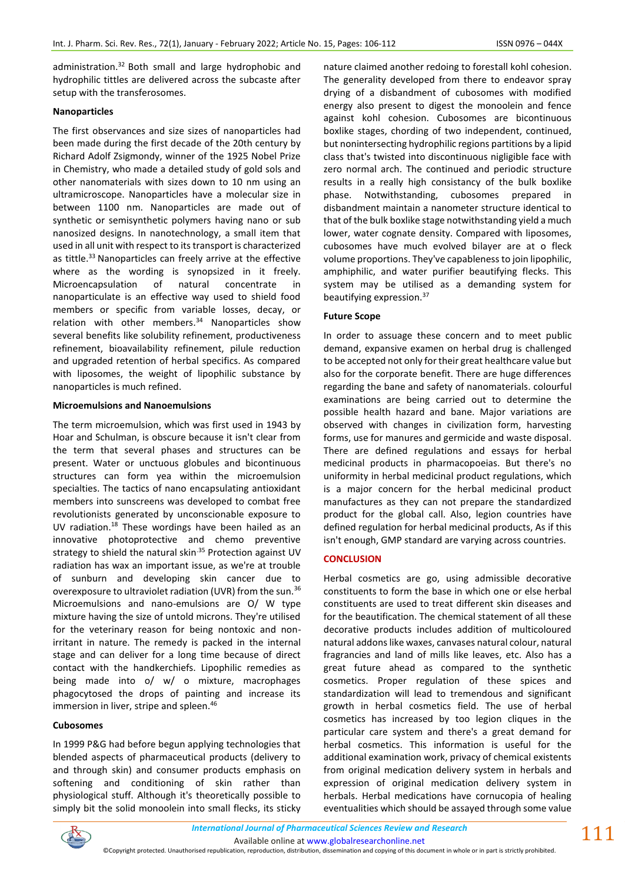administration.[32] Both small and large hydrophobic and hydrophilic tittles are delivered across the subcaste after setup with the transferosomes.

### Nanoparticles

The first observances and size sizes of nanoparticles had been made during the first decade of the 20th century by Richard Adolf Zsigmondy, winner of the 1925 Nobel Prize in Chemistry, who made a detailed study of gold sols and other nanomaterials with sizes down to 10 nm using an ultramicroscope. Nanoparticles have a molecular size in between 1100 nm. Nanoparticles are made out of synthetic or semisynthetic polymers having nano or sub nanosized designs. In nanotechnology, a small item that used in all unit with respect to its transport is characterized as tittle.[33] Nanoparticles can freely arrive at the effective where as the wording is synopsized in it freely. Microencapsulation of natural concentrate in nanoparticulate is an effective way used to shield food members or specific from variable losses, decay, or relation with other members.[34] Nanoparticles show several benefits like solubility refinement, productiveness refinement, bioavailability refinement, pilule reduction and upgraded retention of herbal specifics. As compared with liposomes, the weight of lipophilic substance by nanoparticles is much refined.

### Microemulsions and Nanoemulsions

The term microemulsion, which was first used in 1943 by Hoar and Schulman, is obscure because it isn't clear from the term that several phases and structures can be present. Water or unctuous globules and bicontinuous structures can form yea within the microemulsion specialties. The tactics of nano encapsulating antioxidant members into sunscreens was developed to combat free revolutionists generated by unconscionable exposure to UV radiation.[18] These wordings have been hailed as an innovative photoprotective and chemo preventive strategy to shield the natural skin.[35] Protection against UV radiation has wax an important issue, as we're at trouble of sunburn and developing skin cancer due to overexposure to ultraviolet radiation (UVR) from the sun.[36] Microemulsions and nano-emulsions are O/ W type mixture having the size of untold microns. They're utilised for the veterinary reason for being nontoxic and non-irritant in nature. The remedy is packed in the internal stage and can deliver for a long time because of direct contact with the handkerchiefs. Lipophilic remedies as being made into o/ w/ o mixture, macrophages phagocytosed the drops of painting and increase its immersion in liver, stripe and spleen.[46]

### Cubosomes

In 1999 P&G had before begun applying technologies that blended aspects of pharmaceutical products (delivery to and through skin) and consumer products emphasis on softening and conditioning of skin rather than physiological stuff. Although it's theoretically possible to simply bit the solid monoolein into small flecks, its sticky nature claimed another redoing to forestall kohl cohesion. The generality developed from there to endeavor spray drying of a disbandment of cubosomes with modified energy also present to digest the monoolein and fence against kohl cohesion. Cubosomes are bicontinuous boxlike stages, chording of two independent, continued, but nonintersecting hydrophilic regions partitions by a lipid class that's twisted into discontinuous negligible face with zero normal arch. The continued and periodic structure results in a really high consistancy of the bulk boxlike phase. Notwithstanding, cubosomes prepared in disbandment maintain a nanometer structure identical to that of the bulk boxlike stage notwithstanding yield a much lower, water cognate density. Compared with liposomes, cubosomes have much evolved bilayer are at o fleck volume proportions. They've capableness to join lipophilic, amphiphilic, and water purifier beautifying flecks. This system may be utilised as a demanding system for beautifying expression.[37]

### Future Scope

In order to assuage these concern and to meet public demand, expansive examen on herbal drug is challenged to be accepted not only for their great healthcare value but also for the corporate benefit. There are huge differences regarding the bane and safety of nanomaterials. colourful examinations are being carried out to determine the possible health hazard and bane. Major variations are observed with changes in civilization form, harvesting forms, use for manures and germicide and waste disposal. There are defined regulations and essays for herbal medicinal products in pharmacopoeias. But there's no uniformity in herbal medicinal product regulations, which is a major concern for the herbal medicinal product manufactures as they can not prepare the standardized product for the global call. Also, legion countries have defined regulation for herbal medicinal products, As if this isn't enough, GMP standard are varying across countries.

## CONCLUSION

Herbal cosmetics are go, using admissible decorative constituents to form the base in which one or else herbal constituents are used to treat different skin diseases and for the beautification. The chemical statement of all these decorative products includes addition of multicoloured natural addons like waxes, canvases natural colour, natural fragrancies and land of mills like leaves, etc. Also has a great future ahead as compared to the synthetic cosmetics. Proper regulation of these spices and standardization will lead to tremendous and significant growth in herbal cosmetics field. The use of herbal cosmetics has increased by too legion cliques in the particular care system and there's a great demand for herbal cosmetics. This information is useful for the additional examination work, privacy of chemical existents from original medication delivery system in herbals and expression of original medication delivery system in herbals. Herbal medications have cornucopia of healing eventualities which should be assayed through some value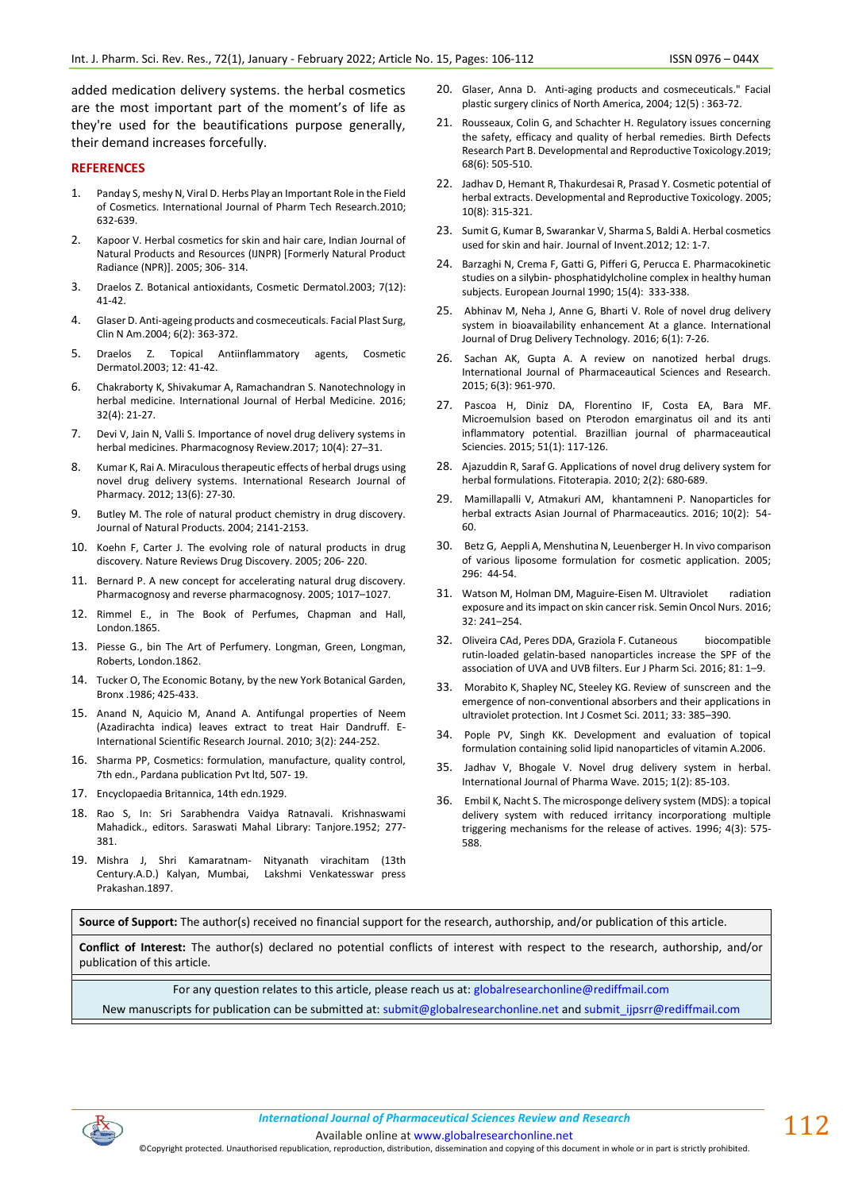added medication delivery systems. the herbal cosmetics are the most important part of the moment's of life as they're used for the beautifications purpose generally, their demand increases forcefully.

## REFERENCES

1. Panday S, meshy N, Viral D. Herbs Play an Important Role in the Field of Cosmetics. International Journal of Pharm Tech Research.2010; 632-639.
2. Kapoor V. Herbal cosmetics for skin and hair care, Indian Journal of Natural Products and Resources (IJNPR) [Formerly Natural Product Radiance (NPR)]. 2005; 306- 314.
3. Draelos Z. Botanical antioxidants, Cosmetic Dermatol.2003; 7(12): 41-42.
4. Glaser D. Anti-ageing products and cosmeceuticals. Facial Plast Surg, Clin N Am.2004; 6(2): 363-372.
5. Draelos Z. Topical Antiinflammatory agents, Cosmetic Dermatol.2003; 12: 41-42.
6. Chakraborty K, Shivakumar A, Ramachandran S. Nanotechnology in herbal medicine. International Journal of Herbal Medicine. 2016; 32(4): 21-27.
7. Devi V, Jain N, Valli S. Importance of novel drug delivery systems in herbal medicines. Pharmacognosy Review.2017; 10(4): 27–31.
8. Kumar K, Rai A. Miraculous therapeutic effects of herbal drugs using novel drug delivery systems. International Research Journal of Pharmacy. 2012; 13(6): 27-30.
9. Butley M. The role of natural product chemistry in drug discovery. Journal of Natural Products. 2004; 2141-2153.
10. Koehn F, Carter J. The evolving role of natural products in drug discovery. Nature Reviews Drug Discovery. 2005; 206- 220.
11. Bernard P. A new concept for accelerating natural drug discovery. Pharmacognosy and reverse pharmacognosy. 2005; 1017–1027.
12. Rimmel E., in The Book of Perfumes, Chapman and Hall, London.1865.
13. Piesse G., bin The Art of Perfumery. Longman, Green, Longman, Roberts, London.1862.
14. Tucker O, The Economic Botany, by the new York Botanical Garden, Bronx .1986; 425-433.
15. Anand N, Aquicio M, Anand A. Antifungal properties of Neem (Azadirachta indica) leaves extract to treat Hair Dandruff. E-International Scientific Research Journal. 2010; 3(2): 244-252.
16. Sharma PP, Cosmetics: formulation, manufacture, quality control, 7th edn., Pardana publication Pvt ltd, 507- 19.
17. Encyclopaedia Britannica, 14th edn.1929.
18. Rao S, In: Sri Sarabhendra Vaidya Ratnavali. Krishnaswami Mahadick., editors. Saraswati Mahal Library: Tanjore.1952; 277-381.
19. Mishra J, Shri Kamaratnam- Nityanath virachitam (13th Century.A.D.) Kalyan, Mumbai, Lakshmi Venkatesswar press Prakashan.1897.
20. Glaser, Anna D. Anti-aging products and cosmeceuticals." Facial plastic surgery clinics of North America, 2004; 12(5) : 363-72.
21. Rousseaux, Colin G, and Schachter H. Regulatory issues concerning the safety, efficacy and quality of herbal remedies. Birth Defects Research Part B. Developmental and Reproductive Toxicology.2019; 68(6): 505-510.
22. Jadhav D, Hemant R, Thakurdesai R, Prasad Y. Cosmetic potential of herbal extracts. Developmental and Reproductive Toxicology. 2005; 10(8): 315-321.
23. Sumit G, Kumar B, Swarankar V, Sharma S, Baldi A. Herbal cosmetics used for skin and hair. Journal of Invent.2012; 12: 1-7.
24. Barzaghi N, Crema F, Gatti G, Pifferi G, Perucca E. Pharmacokinetic studies on a silybin- phosphatidylcholine complex in healthy human subjects. European Journal 1990; 15(4): 333-338.
25. Abhinav M, Neha J, Anne G, Bharti V. Role of novel drug delivery system in bioavailability enhancement At a glance. International Journal of Drug Delivery Technology. 2016; 6(1): 7-26.
26. Sachan AK, Gupta A. A review on nanotized herbal drugs. International Journal of Pharmaceutical Sciences and Research. 2015; 6(3): 961-970.
27. Pascoa H, Diniz DA, Florentino IF, Costa EA, Bara MF. Microemulsion based on Pterodon emarginatus oil and its anti inflammatory potential. Brazillian journal of pharmaceutical Sciences. 2015; 51(1): 117-126.
28. Ajazuddin R, Saraf G. Applications of novel drug delivery system for herbal formulations. Fitoterapia. 2010; 2(2): 680-689.
29. Mamillapalli V, Atmakuri AM, khantamneni P. Nanoparticles for herbal extracts Asian Journal of Pharmaceautics. 2016; 10(2): 54-60.
30. Betz G, Aeppli A, Menshutina N, Leuenberger H. In vivo comparison of various liposome formulation for cosmetic application. 2005; 296: 44-54.
31. Watson M, Holman DM, Maguire-Eisen M. Ultraviolet radiation exposure and its impact on skin cancer risk. Semin Oncol Nurs. 2016; 32: 241–254.
32. Oliveira CAd, Peres DDA, Graziola F. Cutaneous biocompatible rutin-loaded gelatin-based nanoparticles increase the SPF of the association of UVA and UVB filters. Eur J Pharm Sci. 2016; 81: 1–9.
33. Morabito K, Shapley NC, Steeley KG. Review of sunscreen and the emergence of non-conventional absorbers and their applications in ultraviolet protection. Int J Cosmet Sci. 2011; 33: 385–390.
34. Pople PV, Singh KK. Development and evaluation of topical formulation containing solid lipid nanoparticles of vitamin A.2006.
35. Jadhav V, Bhogale V. Novel drug delivery system in herbal. International Journal of Pharma Wave. 2015; 1(2): 85-103.
36. Embil K, Nacht S. The microsponge delivery system (MDS): a topical delivery system with reduced irritancy incorporationg multiple triggering mechanisms for the release of actives. 1996; 4(3): 575-588.

**Source of Support:** The author(s) received no financial support for the research, authorship, and/or publication of this article.

**Conflict of Interest:** The author(s) declared no potential conflicts of interest with respect to the research, authorship, and/or publication of this article.

For any question relates to this article, please reach us at: globalresearchonline@rediffmail.com

New manuscripts for publication can be submitted at: submit@globalresearchonline.net and submit_ijpsrr@rediffmail.com